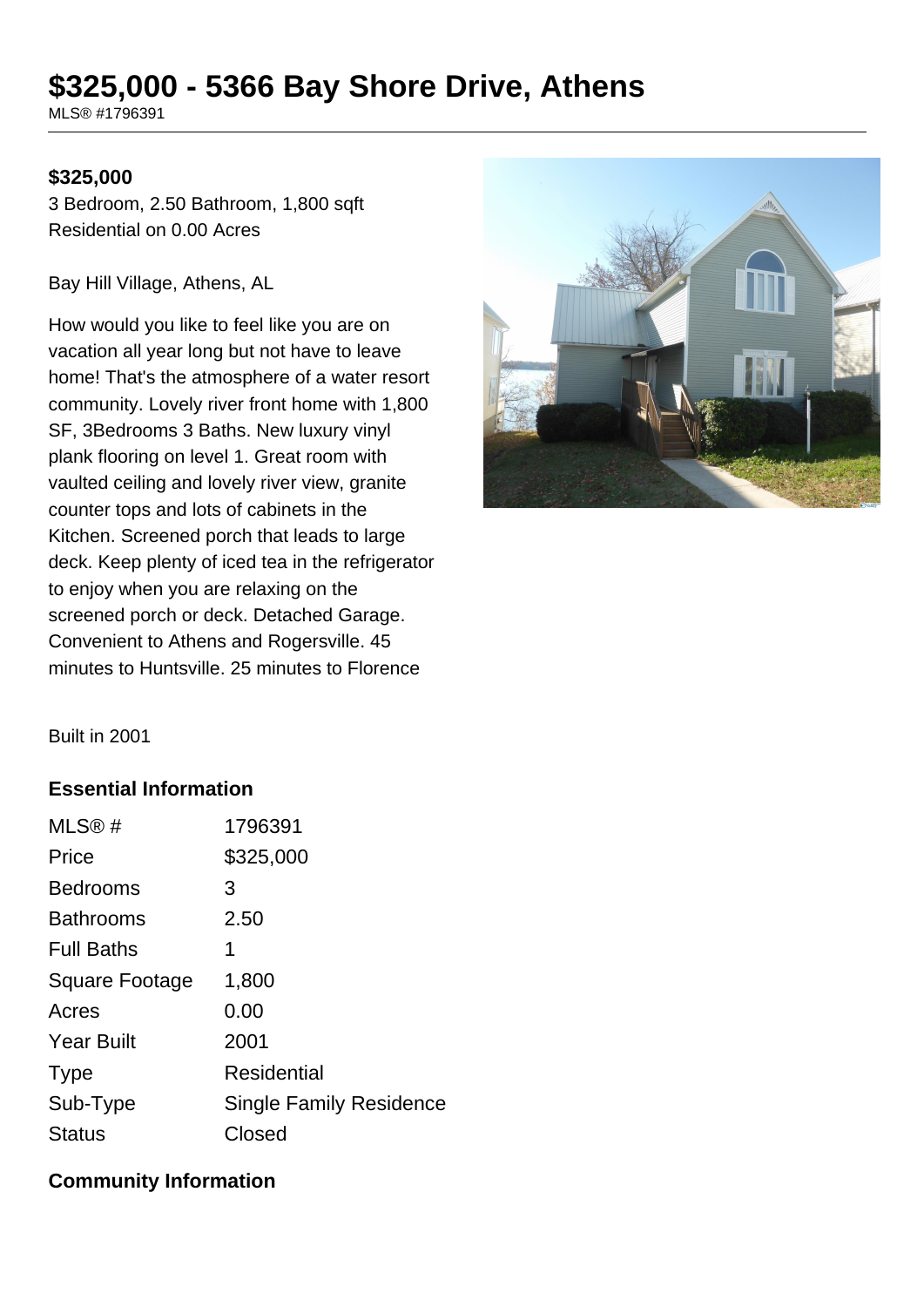# $325,000 - 5366 Bay Shore Drive, Athens

MLS® #1796391

**$325,000**

3 Bedroom, 2.50 Bathroom, 1,800 sqft
Residential on 0.00 Acres

Bay Hill Village, Athens, AL

How would you like to feel like you are on vacation all year long but not have to leave home! That's the atmosphere of a water resort community. Lovely river front home with 1,800 SF, 3Bedrooms 3 Baths. New luxury vinyl plank flooring on level 1. Great room with vaulted ceiling and lovely river view, granite counter tops and lots of cabinets in the Kitchen. Screened porch that leads to large deck. Keep plenty of iced tea in the refrigerator to enjoy when you are relaxing on the screened porch or deck. Detached Garage. Convenient to Athens and Rogersville. 45 minutes to Huntsville. 25 minutes to Florence

Built in 2001

### Essential Information

| | |
|---|---|
| MLS® # | 1796391 |
| Price | $325,000 |
| Bedrooms | 3 |
| Bathrooms | 2.50 |
| Full Baths | 1 |
| Square Footage | 1,800 |
| Acres | 0.00 |
| Year Built | 2001 |
| Type | Residential |
| Sub-Type | Single Family Residence |
| Status | Closed |

### Community Information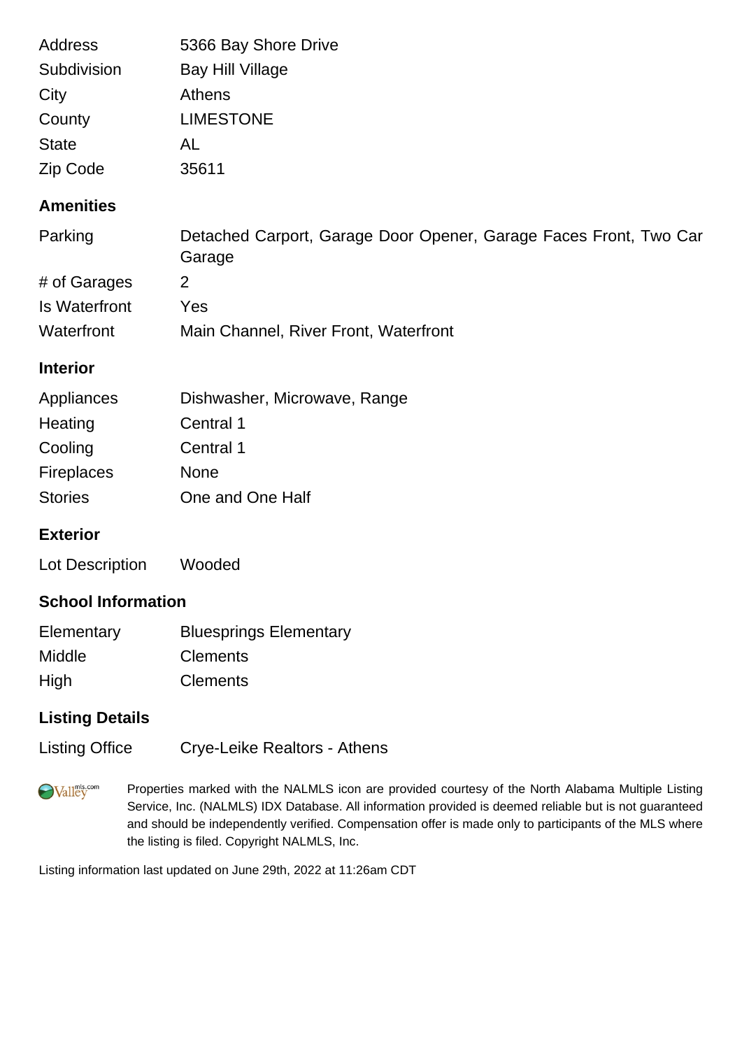| | |
|---|---|
| Address | 5366 Bay Shore Drive |
| Subdivision | Bay Hill Village |
| City | Athens |
| County | LIMESTONE |
| State | AL |
| Zip Code | 35611 |

### Amenities

| | |
|---|---|
| Parking | Detached Carport, Garage Door Opener, Garage Faces Front, Two Car Garage |
| # of Garages | 2 |
| Is Waterfront | Yes |
| Waterfront | Main Channel, River Front, Waterfront |

### Interior

| | |
|---|---|
| Appliances | Dishwasher, Microwave, Range |
| Heating | Central 1 |
| Cooling | Central 1 |
| Fireplaces | None |
| Stories | One and One Half |

### Exterior

| | |
|---|---|
| Lot Description | Wooded |

### School Information

| | |
|---|---|
| Elementary | Bluesprings Elementary |
| Middle | Clements |
| High | Clements |

### Listing Details

| | |
|---|---|
| Listing Office | Crye-Leike Realtors - Athens |

Properties marked with the NALMLS icon are provided courtesy of the North Alabama Multiple Listing Service, Inc. (NALMLS) IDX Database. All information provided is deemed reliable but is not guaranteed and should be independently verified. Compensation offer is made only to participants of the MLS where the listing is filed. Copyright NALMLS, Inc.

Listing information last updated on June 29th, 2022 at 11:26am CDT